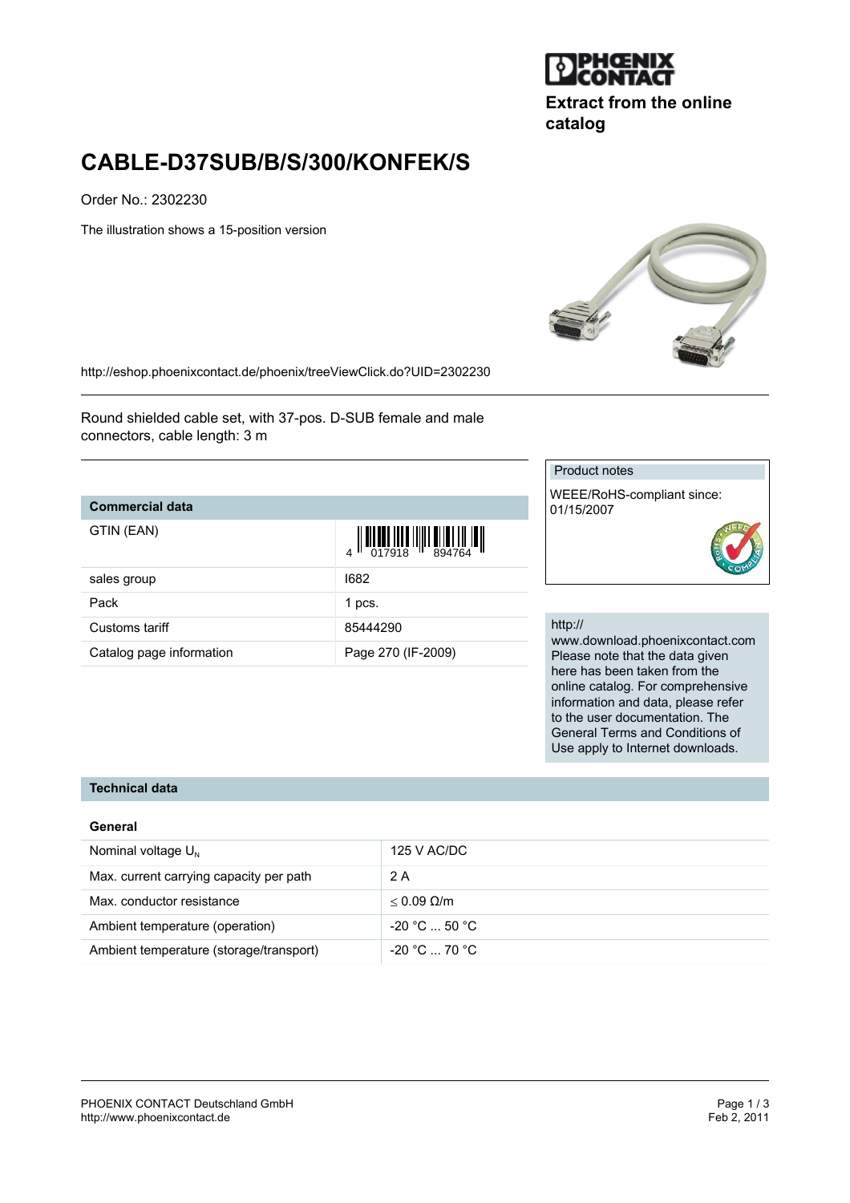Extract from the online catalog

# CABLE-D37SUB/B/S/300/KONFEK/S

Order No.: 2302230

The illustration shows a 15-position version

http://eshop.phoenixcontact.de/phoenix/treeViewClick.do?UID=2302230

Round shielded cable set, with 37-pos. D-SUB female and male connectors, cable length: 3 m

| Commercial data | |
|---|---|
| GTIN (EAN) | 4 017918 894764 |
| sales group | I682 |
| Pack | 1 pcs. |
| Customs tariff | 85444290 |
| Catalog page information | Page 270 (IF-2009) |

Product notes

WEEE/RoHS-compliant since: 01/15/2007

http://www.download.phoenixcontact.com
Please note that the data given here has been taken from the online catalog. For comprehensive information and data, please refer to the user documentation. The General Terms and Conditions of Use apply to Internet downloads.

## Technical data

### General

| | |
|---|---|
| Nominal voltage $U_N$ | 125 V AC/DC |
| Max. current carrying capacity per path | 2 A |
| Max. conductor resistance | $\leq$ 0.09 Ω/m |
| Ambient temperature (operation) | -20 °C ... 50 °C |
| Ambient temperature (storage/transport) | -20 °C ... 70 °C |

PHOENIX CONTACT Deutschland GmbH
http://www.phoenixcontact.de

Feb 2, 2011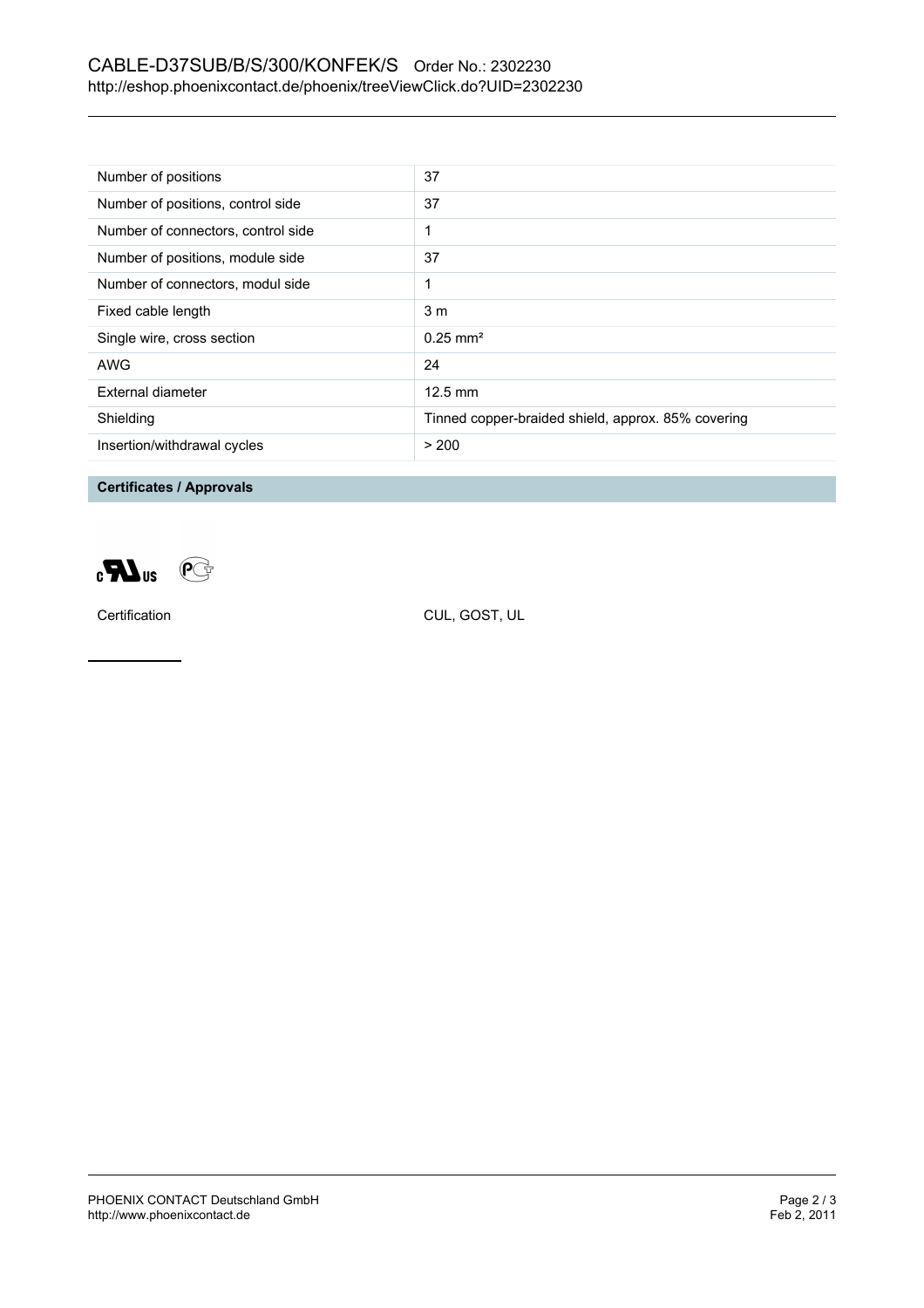| Number of positions | 37 |
|---|---|
| Number of positions, control side | 37 |
| Number of connectors, control side | 1 |
| Number of positions, module side | 37 |
| Number of connectors, modul side | 1 |
| Fixed cable length | 3 m |
| Single wire, cross section | 0.25 mm² |
| AWG | 24 |
| External diameter | 12.5 mm |
| Shielding | Tinned copper-braided shield, approx. 85% covering |
| Insertion/withdrawal cycles | > 200 |

**Certificates / Approvals**

| Certification | CUL, GOST, UL |
|---|---|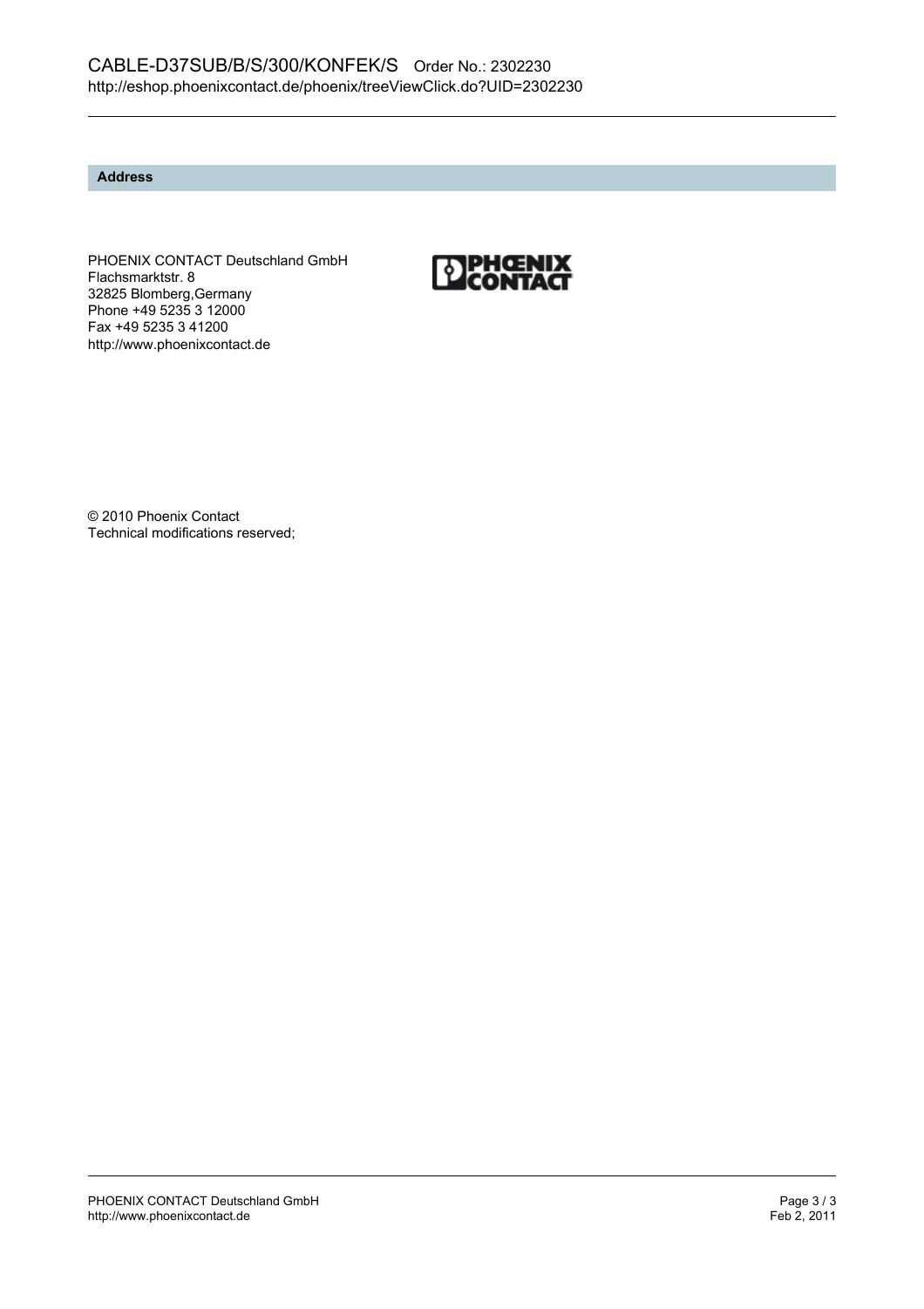## Address

PHOENIX CONTACT Deutschland GmbH
Flachsmarktstr. 8
32825 Blomberg,Germany
Phone +49 5235 3 12000
Fax +49 5235 3 41200
http://www.phoenixcontact.de

© 2010 Phoenix Contact
Technical modifications reserved;